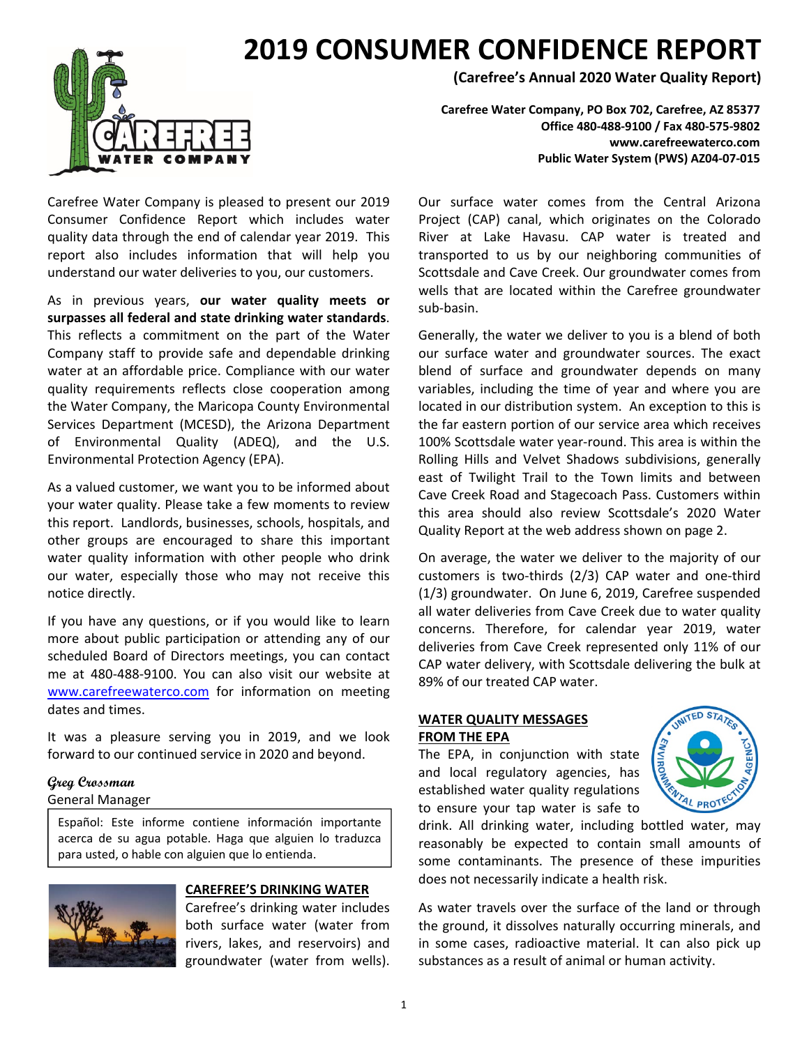# 2019 CONSUMER CONFIDENCE REPORT

**(Carefree's Annual 2020 Water Quality Report)**

**Carefree Water Company, PO Box 702, Carefree, AZ 85377**
**Office 480-488-9100 / Fax 480-575-9802**
**www.carefreewaterco.com**
**Public Water System (PWS) AZ04-07-015**

Carefree Water Company is pleased to present our 2019 Consumer Confidence Report which includes water quality data through the end of calendar year 2019. This report also includes information that will help you understand our water deliveries to you, our customers.

As in previous years, **our water quality meets or surpasses all federal and state drinking water standards**. This reflects a commitment on the part of the Water Company staff to provide safe and dependable drinking water at an affordable price. Compliance with our water quality requirements reflects close cooperation among the Water Company, the Maricopa County Environmental Services Department (MCESD), the Arizona Department of Environmental Quality (ADEQ), and the U.S. Environmental Protection Agency (EPA).

As a valued customer, we want you to be informed about your water quality. Please take a few moments to review this report. Landlords, businesses, schools, hospitals, and other groups are encouraged to share this important water quality information with other people who drink our water, especially those who may not receive this notice directly.

If you have any questions, or if you would like to learn more about public participation or attending any of our scheduled Board of Directors meetings, you can contact me at 480-488-9100. You can also visit our website at www.carefreewaterco.com for information on meeting dates and times.

It was a pleasure serving you in 2019, and we look forward to our continued service in 2020 and beyond.

*Greg Crossman*
General Manager

> Español: Este informe contiene información importante acerca de su agua potable. Haga que alguien lo traduzca para usted, o hable con alguien que lo entienda.

## CAREFREE'S DRINKING WATER

Carefree's drinking water includes both surface water (water from rivers, lakes, and reservoirs) and groundwater (water from wells). Our surface water comes from the Central Arizona Project (CAP) canal, which originates on the Colorado River at Lake Havasu. CAP water is treated and transported to us by our neighboring communities of Scottsdale and Cave Creek. Our groundwater comes from wells that are located within the Carefree groundwater sub-basin.

Generally, the water we deliver to you is a blend of both our surface water and groundwater sources. The exact blend of surface and groundwater depends on many variables, including the time of year and where you are located in our distribution system. An exception to this is the far eastern portion of our service area which receives 100% Scottsdale water year-round. This area is within the Rolling Hills and Velvet Shadows subdivisions, generally east of Twilight Trail to the Town limits and between Cave Creek Road and Stagecoach Pass. Customers within this area should also review Scottsdale's 2020 Water Quality Report at the web address shown on page 2.

On average, the water we deliver to the majority of our customers is two-thirds (2/3) CAP water and one-third (1/3) groundwater. On June 6, 2019, Carefree suspended all water deliveries from Cave Creek due to water quality concerns. Therefore, for calendar year 2019, water deliveries from Cave Creek represented only 11% of our CAP water delivery, with Scottsdale delivering the bulk at 89% of our treated CAP water.

## WATER QUALITY MESSAGES FROM THE EPA

The EPA, in conjunction with state and local regulatory agencies, has established water quality regulations to ensure your tap water is safe to drink. All drinking water, including bottled water, may reasonably be expected to contain small amounts of some contaminants. The presence of these impurities does not necessarily indicate a health risk.

As water travels over the surface of the land or through the ground, it dissolves naturally occurring minerals, and in some cases, radioactive material. It can also pick up substances as a result of animal or human activity.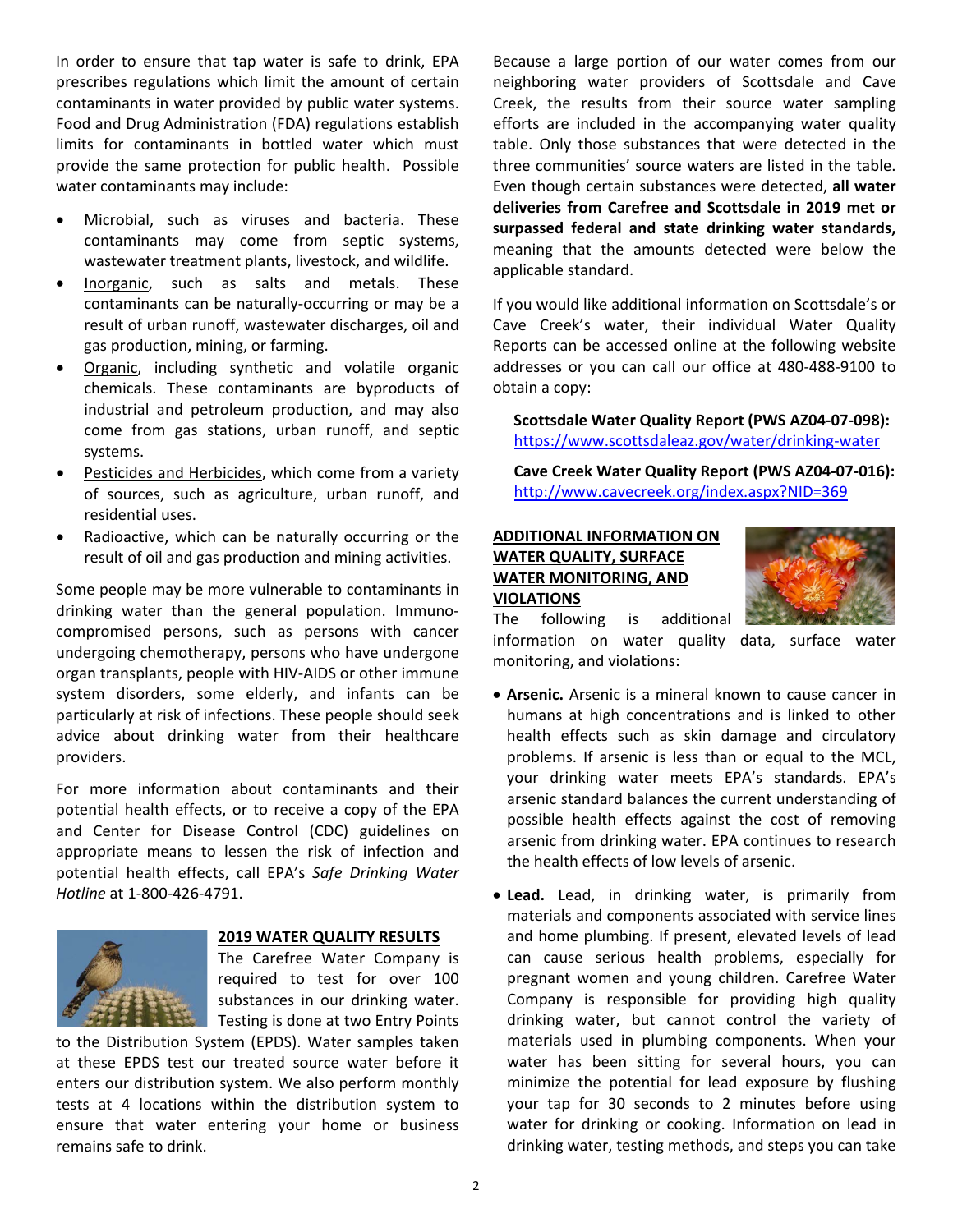In order to ensure that tap water is safe to drink, EPA prescribes regulations which limit the amount of certain contaminants in water provided by public water systems. Food and Drug Administration (FDA) regulations establish limits for contaminants in bottled water which must provide the same protection for public health. Possible water contaminants may include:

- Microbial, such as viruses and bacteria. These contaminants may come from septic systems, wastewater treatment plants, livestock, and wildlife.
- Inorganic, such as salts and metals. These contaminants can be naturally-occurring or may be a result of urban runoff, wastewater discharges, oil and gas production, mining, or farming.
- Organic, including synthetic and volatile organic chemicals. These contaminants are byproducts of industrial and petroleum production, and may also come from gas stations, urban runoff, and septic systems.
- Pesticides and Herbicides, which come from a variety of sources, such as agriculture, urban runoff, and residential uses.
- Radioactive, which can be naturally occurring or the result of oil and gas production and mining activities.

Some people may be more vulnerable to contaminants in drinking water than the general population. Immuno-compromised persons, such as persons with cancer undergoing chemotherapy, persons who have undergone organ transplants, people with HIV-AIDS or other immune system disorders, some elderly, and infants can be particularly at risk of infections. These people should seek advice about drinking water from their healthcare providers.

For more information about contaminants and their potential health effects, or to receive a copy of the EPA and Center for Disease Control (CDC) guidelines on appropriate means to lessen the risk of infection and potential health effects, call EPA's *Safe Drinking Water Hotline* at 1-800-426-4791.

## 2019 WATER QUALITY RESULTS

The Carefree Water Company is required to test for over 100 substances in our drinking water. Testing is done at two Entry Points to the Distribution System (EPDS). Water samples taken at these EPDS test our treated source water before it enters our distribution system. We also perform monthly tests at 4 locations within the distribution system to ensure that water entering your home or business remains safe to drink.

Because a large portion of our water comes from our neighboring water providers of Scottsdale and Cave Creek, the results from their source water sampling efforts are included in the accompanying water quality table. Only those substances that were detected in the three communities' source waters are listed in the table. Even though certain substances were detected, **all water deliveries from Carefree and Scottsdale in 2019 met or surpassed federal and state drinking water standards,** meaning that the amounts detected were below the applicable standard.

If you would like additional information on Scottsdale's or Cave Creek's water, their individual Water Quality Reports can be accessed online at the following website addresses or you can call our office at 480-488-9100 to obtain a copy:

**Scottsdale Water Quality Report (PWS AZ04-07-098):** https://www.scottsdaleaz.gov/water/drinking-water

**Cave Creek Water Quality Report (PWS AZ04-07-016):** http://www.cavecreek.org/index.aspx?NID=369

## ADDITIONAL INFORMATION ON WATER QUALITY, SURFACE WATER MONITORING, AND VIOLATIONS

The following is additional information on water quality data, surface water monitoring, and violations:

- **Arsenic.** Arsenic is a mineral known to cause cancer in humans at high concentrations and is linked to other health effects such as skin damage and circulatory problems. If arsenic is less than or equal to the MCL, your drinking water meets EPA's standards. EPA's arsenic standard balances the current understanding of possible health effects against the cost of removing arsenic from drinking water. EPA continues to research the health effects of low levels of arsenic.

- **Lead.** Lead, in drinking water, is primarily from materials and components associated with service lines and home plumbing. If present, elevated levels of lead can cause serious health problems, especially for pregnant women and young children. Carefree Water Company is responsible for providing high quality drinking water, but cannot control the variety of materials used in plumbing components. When your water has been sitting for several hours, you can minimize the potential for lead exposure by flushing your tap for 30 seconds to 2 minutes before using water for drinking or cooking. Information on lead in drinking water, testing methods, and steps you can take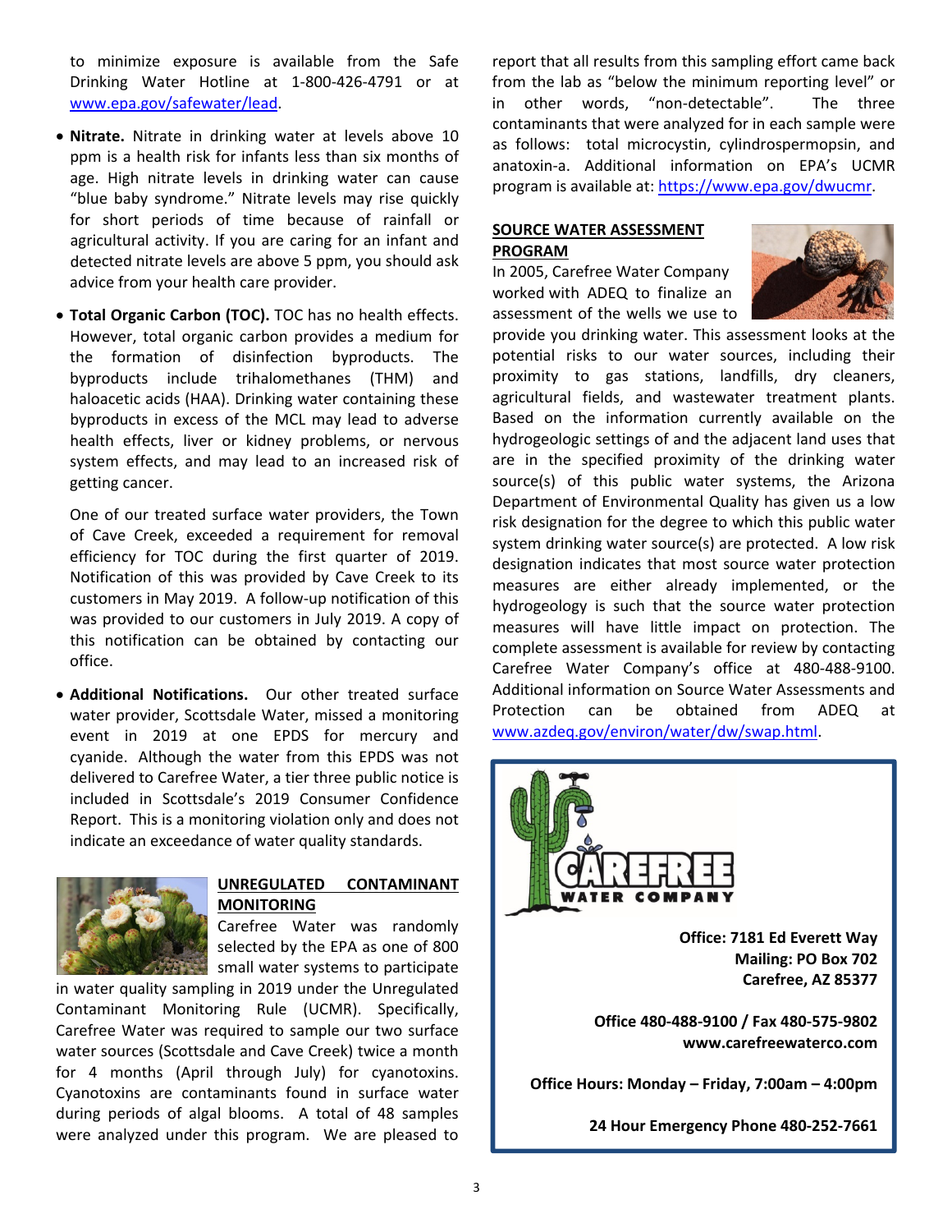to minimize exposure is available from the Safe Drinking Water Hotline at 1-800-426-4791 or at www.epa.gov/safewater/lead.

- **Nitrate.** Nitrate in drinking water at levels above 10 ppm is a health risk for infants less than six months of age. High nitrate levels in drinking water can cause "blue baby syndrome." Nitrate levels may rise quickly for short periods of time because of rainfall or agricultural activity. If you are caring for an infant and detected nitrate levels are above 5 ppm, you should ask advice from your health care provider.

- **Total Organic Carbon (TOC).** TOC has no health effects. However, total organic carbon provides a medium for the formation of disinfection byproducts. The byproducts include trihalomethanes (THM) and haloacetic acids (HAA). Drinking water containing these byproducts in excess of the MCL may lead to adverse health effects, liver or kidney problems, or nervous system effects, and may lead to an increased risk of getting cancer.

  One of our treated surface water providers, the Town of Cave Creek, exceeded a requirement for removal efficiency for TOC during the first quarter of 2019. Notification of this was provided by Cave Creek to its customers in May 2019. A follow-up notification of this was provided to our customers in July 2019. A copy of this notification can be obtained by contacting our office.

- **Additional Notifications.** Our other treated surface water provider, Scottsdale Water, missed a monitoring event in 2019 at one EPDS for mercury and cyanide. Although the water from this EPDS was not delivered to Carefree Water, a tier three public notice is included in Scottsdale's 2019 Consumer Confidence Report. This is a monitoring violation only and does not indicate an exceedance of water quality standards.

## UNREGULATED CONTAMINANT MONITORING

Carefree Water was randomly selected by the EPA as one of 800 small water systems to participate in water quality sampling in 2019 under the Unregulated Contaminant Monitoring Rule (UCMR). Specifically, Carefree Water was required to sample our two surface water sources (Scottsdale and Cave Creek) twice a month for 4 months (April through July) for cyanotoxins. Cyanotoxins are contaminants found in surface water during periods of algal blooms. A total of 48 samples were analyzed under this program. We are pleased to report that all results from this sampling effort came back from the lab as "below the minimum reporting level" or in other words, "non-detectable". The three contaminants that were analyzed for in each sample were as follows: total microcystin, cylindrospermopsin, and anatoxin-a. Additional information on EPA's UCMR program is available at: https://www.epa.gov/dwucmr.

## SOURCE WATER ASSESSMENT PROGRAM

In 2005, Carefree Water Company worked with ADEQ to finalize an assessment of the wells we use to provide you drinking water. This assessment looks at the potential risks to our water sources, including their proximity to gas stations, landfills, dry cleaners, agricultural fields, and wastewater treatment plants. Based on the information currently available on the hydrogeologic settings of and the adjacent land uses that are in the specified proximity of the drinking water source(s) of this public water systems, the Arizona Department of Environmental Quality has given us a low risk designation for the degree to which this public water system drinking water source(s) are protected. A low risk designation indicates that most source water protection measures are either already implemented, or the hydrogeology is such that the source water protection measures will have little impact on protection. The complete assessment is available for review by contacting Carefree Water Company's office at 480-488-9100. Additional information on Source Water Assessments and Protection can be obtained from ADEQ at www.azdeq.gov/environ/water/dw/swap.html.

**CAREFREE WATER COMPANY**

**Office: 7181 Ed Everett Way**
**Mailing: PO Box 702**
**Carefree, AZ 85377**

**Office 480-488-9100 / Fax 480-575-9802**
**www.carefreewaterco.com**

**Office Hours: Monday – Friday, 7:00am – 4:00pm**

**24 Hour Emergency Phone 480-252-7661**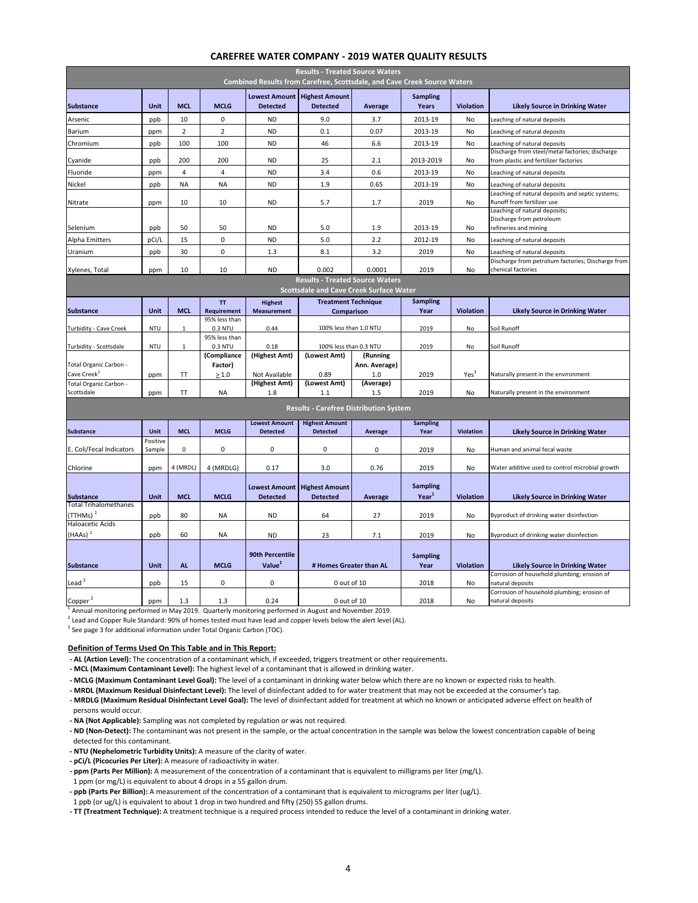# CAREFREE WATER COMPANY - 2019 WATER QUALITY RESULTS

**Results - Treated Source Waters**
**Combined Results from Carefree, Scottsdale, and Cave Creek Source Waters**

| Substance | Unit | MCL | MCLG | Lowest Amount Detected | Highest Amount Detected | Average | Sampling Years | Violation | Likely Source in Drinking Water |
|---|---|---|---|---|---|---|---|---|---|
| Arsenic | ppb | 10 | 0 | ND | 9.0 | 3.7 | 2013-19 | No | Leaching of natural deposits |
| Barium | ppm | 2 | 2 | ND | 0.1 | 0.07 | 2013-19 | No | Leaching of natural deposits |
| Chromium | ppb | 100 | 100 | ND | 46 | 6.6 | 2013-19 | No | Leaching of natural deposits |
| Cyanide | ppb | 200 | 200 | ND | 25 | 2.1 | 2013-2019 | No | Discharge from steel/metal factories; discharge from plastic and fertilizer factories |
| Fluoride | ppm | 4 | 4 | ND | 3.4 | 0.6 | 2013-19 | No | Leaching of natural deposits |
| Nickel | ppb | NA | NA | ND | 1.9 | 0.65 | 2013-19 | No | Leaching of natural deposits |
| Nitrate | ppm | 10 | 10 | ND | 5.7 | 1.7 | 2019 | No | Leaching of natural deposits and septic systems; Runoff from fertilizer use |
| Selenium | ppb | 50 | 50 | ND | 5.0 | 1.9 | 2013-19 | No | Leaching of natural deposits; Discharge from petroleum refineries and mining |
| Alpha Emitters | pCi/L | 15 | 0 | ND | 5.0 | 2.2 | 2012-19 | No | Leaching of natural deposits |
| Uranium | ppb | 30 | 0 | 1.3 | 8.1 | 3.2 | 2019 | No | Leaching of natural deposits |
| Xylenes, Total | ppm | 10 | 10 | ND | 0.002 | 0.0001 | 2019 | No | Discharge from petrolium factories; Discharge from chenical factories |

**Results - Treated Source Waters**
**Scottsdale and Cave Creek Surface Water**

| Substance | Unit | MCL | TT Requirement | Highest Measurement | Treatment Technique Comparison | | Sampling Year | Violation | Likely Source in Drinking Water |
|---|---|---|---|---|---|---|---|---|---|
| Turbidity - Cave Creek | NTU | 1 | 95% less than 0.3 NTU | 0.44 | 100% less than 1.0 NTU | | 2019 | No | Soil Runoff |
| Turbidity - Scottsdale | NTU | 1 | 95% less than 0.3 NTU | 0.18 | 100% less than 0.3 NTU | | 2019 | No | Soil Runoff |
| | | | (Compliance Factor) | (Highest Amt) | (Lowest Amt) | (Running Ann. Average) | | | |
| Total Organic Carbon - Cave Creek[3] | ppm | TT | ≥ 1.0 | Not Available | 0.89 | 1.0 | 2019 | Yes[3] | Naturally present in the environment |
| | | | | (Highest Amt) | (Lowest Amt) | (Average) | | | |
| Total Organic Carbon - Scottsdale | ppm | TT | NA | 1.8 | 1.1 | 1.5 | 2019 | No | Naturally present in the environment |

**Results - Carefree Distribution System**

| Substance | Unit | MCL | MCLG | Lowest Amount Detected | Highest Amount Detected | Average | Sampling Year | Violation | Likely Source in Drinking Water |
|---|---|---|---|---|---|---|---|---|---|
| E. Coli/Fecal Indicators | Positive Sample | 0 | 0 | 0 | 0 | 0 | 2019 | No | Human and animal fecal waste |
| Chlorine | ppm | 4 (MRDL) | 4 (MRDLG) | 0.17 | 3.0 | 0.76 | 2019 | No | Water additive used to control microbial growth |

| Substance | Unit | MCL | MCLG | Lowest Amount Detected | Highest Amount Detected | Average | Sampling Year[1] | Violation | Likely Source in Drinking Water |
|---|---|---|---|---|---|---|---|---|---|
| Total Trihalomethanes (TTHMs)[1] | ppb | 80 | NA | ND | 64 | 27 | 2019 | No | Byproduct of drinking water disinfection |
| Haloacetic Acids (HAAs)[1] | ppb | 60 | NA | ND | 23 | 7.1 | 2019 | No | Byproduct of drinking water disinfection |

| Substance | Unit | AL | MCLG | 90th Percentile Value[2] | # Homes Greater than AL | Sampling Year | Violation | Likely Source in Drinking Water |
|---|---|---|---|---|---|---|---|---|
| Lead[2] | ppb | 15 | 0 | 0 | 0 out of 10 | 2018 | No | Corrosion of household plumbing; erosion of natural deposits |
| Copper[2] | ppm | 1.3 | 1.3 | 0.24 | 0 out of 10 | 2018 | No | Corrosion of household plumbing; erosion of natural deposits |

[1] Annual monitoring performed in May 2019. Quarterly monitoring performed in August and November 2019.
[2] Lead and Copper Rule Standard: 90% of homes tested must have lead and copper levels below the alert level (AL).
[3] See page 3 for additional information under Total Organic Carbon (TOC).

## Definition of Terms Used On This Table and in This Report:

- **AL (Action Level):** The concentration of a contaminant which, if exceeded, triggers treatment or other requirements.
- **MCL (Maximum Contaminant Level):** The highest level of a contaminant that is allowed in drinking water.
- **MCLG (Maximum Contaminant Level Goal):** The level of a contaminant in drinking water below which there are no known or expected risks to health.
- **MRDL (Maximum Residual Disinfectant Level):** The level of disinfectant added to for water treatment that may not be exceeded at the consumer's tap.
- **MRDLG (Maximum Residual Disinfectant Level Goal):** The level of disinfectant added for treatment at which no known or anticipated adverse effect on health of persons would occur.
- **NA (Not Applicable):** Sampling was not completed by regulation or was not required.
- **ND (Non-Detect):** The contaminant was not present in the sample, or the actual concentration in the sample was below the lowest concentration capable of being detected for this contaminant.
- **NTU (Nephelometric Turbidity Units):** A measure of the clarity of water.
- **pCi/L (Picocuries Per Liter):** A measure of radioactivity in water.
- **ppm (Parts Per Million):** A measurement of the concentration of a contaminant that is equivalent to milligrams per liter (mg/L). 1 ppm (or mg/L) is equivalent to about 4 drops in a 55 gallon drum.
- **ppb (Parts Per Billion):** A measurement of the concentration of a contaminant that is equivalent to micrograms per liter (ug/L). 1 ppb (or ug/L) is equivalent to about 1 drop in two hundred and fifty (250) 55 gallon drums.
- **TT (Treatment Technique):** A treatment technique is a required process intended to reduce the level of a contaminant in drinking water.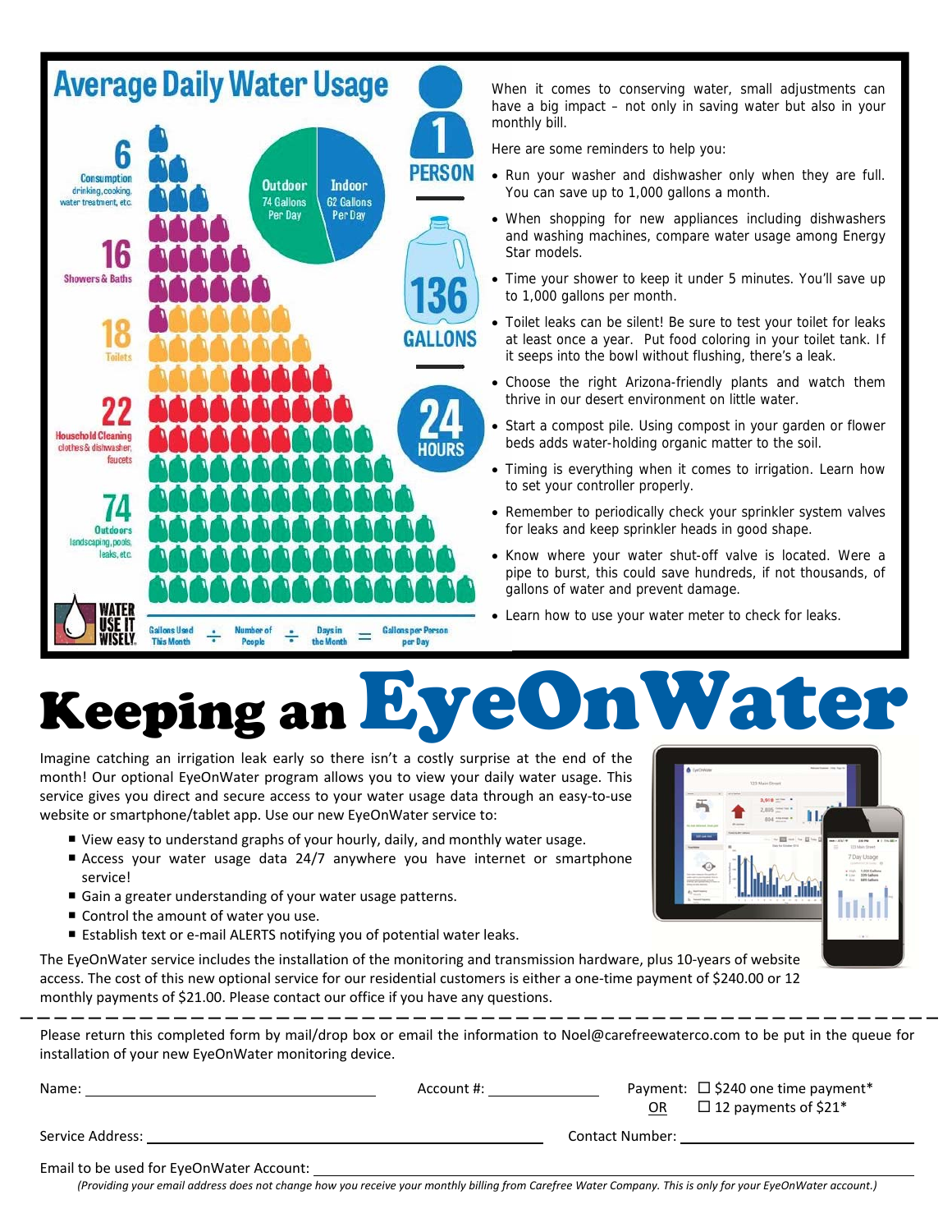## Average Daily Water Usage

6
Consumption
drinking, cooking, water treatment, etc.

16
Showers & Baths

18
Toilets

22
Household Cleaning
clothes & dishwasher, faucets

74
Outdoors
landscaping, pools, leaks, etc.

Outdoor
74 Gallons Per Day

Indoor
62 Gallons Per Day

1 PERSON

136 GALLONS

24 HOURS

WATER USE IT WISELY.

Gallons Used This Month ÷ Number of People ÷ Days in the Month = Gallons per Person per Day

When it comes to conserving water, small adjustments can have a big impact – not only in saving water but also in your monthly bill.

Here are some reminders to help you:

- Run your washer and dishwasher only when they are full. You can save up to 1,000 gallons a month.
- When shopping for new appliances including dishwashers and washing machines, compare water usage among Energy Star models.
- Time your shower to keep it under 5 minutes. You'll save up to 1,000 gallons per month.
- Toilet leaks can be silent! Be sure to test your toilet for leaks at least once a year. Put food coloring in your toilet tank. If it seeps into the bowl without flushing, there's a leak.
- Choose the right Arizona-friendly plants and watch them thrive in our desert environment on little water.
- Start a compost pile. Using compost in your garden or flower beds adds water-holding organic matter to the soil.
- Timing is everything when it comes to irrigation. Learn how to set your controller properly.
- Remember to periodically check your sprinkler system valves for leaks and keep sprinkler heads in good shape.
- Know where your water shut-off valve is located. Were a pipe to burst, this could save hundreds, if not thousands, of gallons of water and prevent damage.
- Learn how to use your water meter to check for leaks.

# Keeping an EyeOnWater

Imagine catching an irrigation leak early so there isn't a costly surprise at the end of the month! Our optional EyeOnWater program allows you to view your daily water usage. This service gives you direct and secure access to your water usage data through an easy-to-use website or smartphone/tablet app. Use our new EyeOnWater service to:

- View easy to understand graphs of your hourly, daily, and monthly water usage.
- Access your water usage data 24/7 anywhere you have internet or smartphone service!
- Gain a greater understanding of your water usage patterns.
- Control the amount of water you use.
- Establish text or e-mail ALERTS notifying you of potential water leaks.

The EyeOnWater service includes the installation of the monitoring and transmission hardware, plus 10-years of website access. The cost of this new optional service for our residential customers is either a one-time payment of $240.00 or 12 monthly payments of $21.00. Please contact our office if you have any questions.

---

Please return this completed form by mail/drop box or email the information to Noel@carefreewaterco.com to be put in the queue for installation of your new EyeOnWater monitoring device.

Name: ____________________ Account #: ____________ Payment: ☐ $240 one time payment* OR ☐ 12 payments of $21*

Service Address: ____________________ Contact Number: ____________________

Email to be used for EyeOnWater Account: ____________________

*(Providing your email address does not change how you receive your monthly billing from Carefree Water Company. This is only for your EyeOnWater account.)*